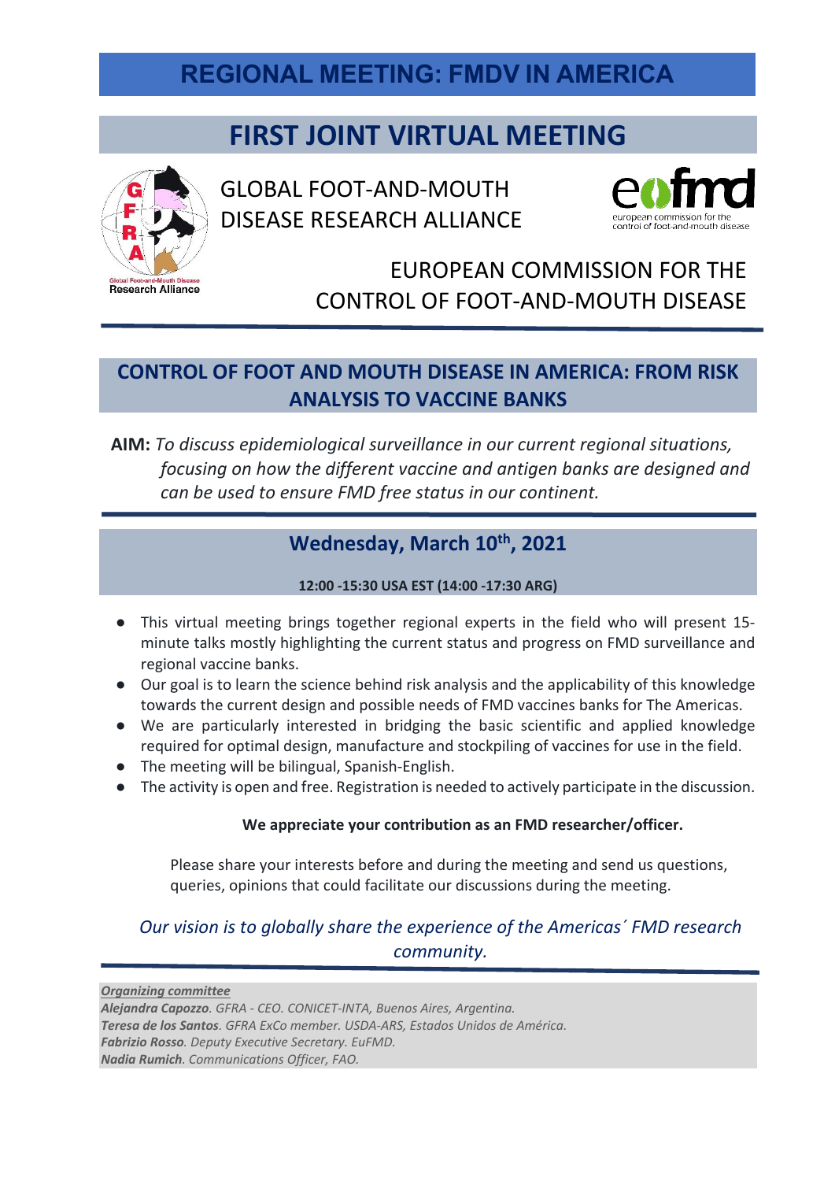# REGIONAL MEETING: FMDV IN AMERICA

## FIRST JOINT VIRTUAL MEETING

GLOBAL FOOT-AND-MOUTH DISEASE RESEARCH ALLIANCE

EUROPEAN COMMISSION FOR THE CONTROL OF FOOT-AND-MOUTH DISEASE

## CONTROL OF FOOT AND MOUTH DISEASE IN AMERICA: FROM RISK ANALYSIS TO VACCINE BANKS

**AIM:** *To discuss epidemiological surveillance in our current regional situations, focusing on how the different vaccine and antigen banks are designed and can be used to ensure FMD free status in our continent.*

## Wednesday, March 10th, 2021

**12:00 -15:30 USA EST (14:00 -17:30 ARG)**

- This virtual meeting brings together regional experts in the field who will present 15-minute talks mostly highlighting the current status and progress on FMD surveillance and regional vaccine banks.
- Our goal is to learn the science behind risk analysis and the applicability of this knowledge towards the current design and possible needs of FMD vaccines banks for The Americas.
- We are particularly interested in bridging the basic scientific and applied knowledge required for optimal design, manufacture and stockpiling of vaccines for use in the field.
- The meeting will be bilingual, Spanish-English.
- The activity is open and free. Registration is needed to actively participate in the discussion.

**We appreciate your contribution as an FMD researcher/officer.**

Please share your interests before and during the meeting and send us questions, queries, opinions that could facilitate our discussions during the meeting.

*Our vision is to globally share the experience of the Americas´ FMD research community.*

***Organizing committee***

***Alejandra Capozzo**. GFRA - CEO. CONICET-INTA, Buenos Aires, Argentina.*

***Teresa de los Santos**. GFRA ExCo member. USDA-ARS, Estados Unidos de América.*

***Fabrizio Rosso**. Deputy Executive Secretary. EuFMD.*

***Nadia Rumich**. Communications Officer, FAO.*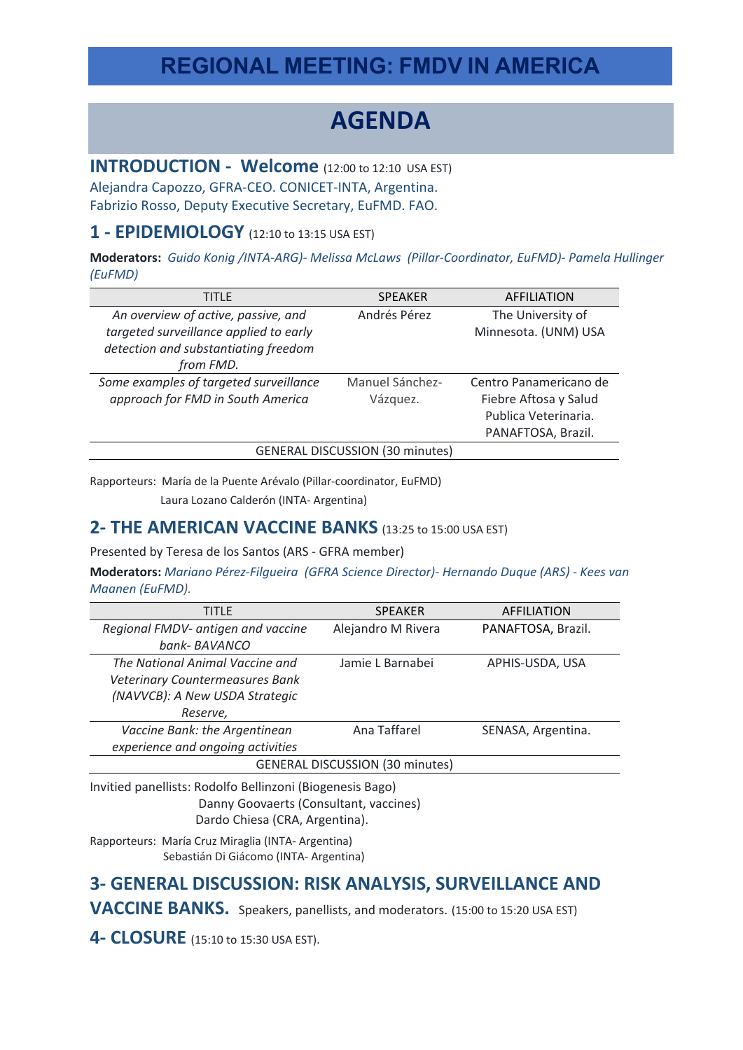# REGIONAL MEETING: FMDV IN AMERICA

# AGENDA

## INTRODUCTION - Welcome (12:00 to 12:10 USA EST)

Alejandra Capozzo, GFRA-CEO. CONICET-INTA, Argentina.
Fabrizio Rosso, Deputy Executive Secretary, EuFMD. FAO.

## 1 - EPIDEMIOLOGY (12:10 to 13:15 USA EST)

**Moderators:** *Guido Konig /INTA-ARG)- Melissa McLaws (Pillar-Coordinator, EuFMD)- Pamela Hullinger (EuFMD)*

| TITLE | SPEAKER | AFFILIATION |
|---|---|---|
| *An overview of active, passive, and targeted surveillance applied to early detection and substantiating freedom from FMD.* | Andrés Pérez | The University of Minnesota. (UNM) USA |
| *Some examples of targeted surveillance approach for FMD in South America* | Manuel Sánchez-Vázquez. | Centro Panamericano de Fiebre Aftosa y Salud Publica Veterinaria. PANAFTOSA, Brazil. |
| GENERAL DISCUSSION (30 minutes) | | |

Rapporteurs: María de la Puente Arévalo (Pillar-coordinator, EuFMD)
Laura Lozano Calderón (INTA- Argentina)

## 2- THE AMERICAN VACCINE BANKS (13:25 to 15:00 USA EST)

Presented by Teresa de los Santos (ARS - GFRA member)

**Moderators:** *Mariano Pérez-Filgueira (GFRA Science Director)- Hernando Duque (ARS) - Kees van Maanen (EuFMD).*

| TITLE | SPEAKER | AFFILIATION |
|---|---|---|
| *Regional FMDV- antigen and vaccine bank- BAVANCO* | Alejandro M Rivera | PANAFTOSA, Brazil. |
| *The National Animal Vaccine and Veterinary Countermeasures Bank (NAVVCB): A New USDA Strategic Reserve,* | Jamie L Barnabei | APHIS-USDA, USA |
| *Vaccine Bank: the Argentinean experience and ongoing activities* | Ana Taffarel | SENASA, Argentina. |
| GENERAL DISCUSSION (30 minutes) | | |

Invitied panellists: Rodolfo Bellinzoni (Biogenesis Bago)
Danny Goovaerts (Consultant, vaccines)
Dardo Chiesa (CRA, Argentina).

Rapporteurs: María Cruz Miraglia (INTA- Argentina)
Sebastián Di Giácomo (INTA- Argentina)

## 3- GENERAL DISCUSSION: RISK ANALYSIS, SURVEILLANCE AND VACCINE BANKS. Speakers, panellists, and moderators. (15:00 to 15:20 USA EST)

## 4- CLOSURE (15:10 to 15:30 USA EST).